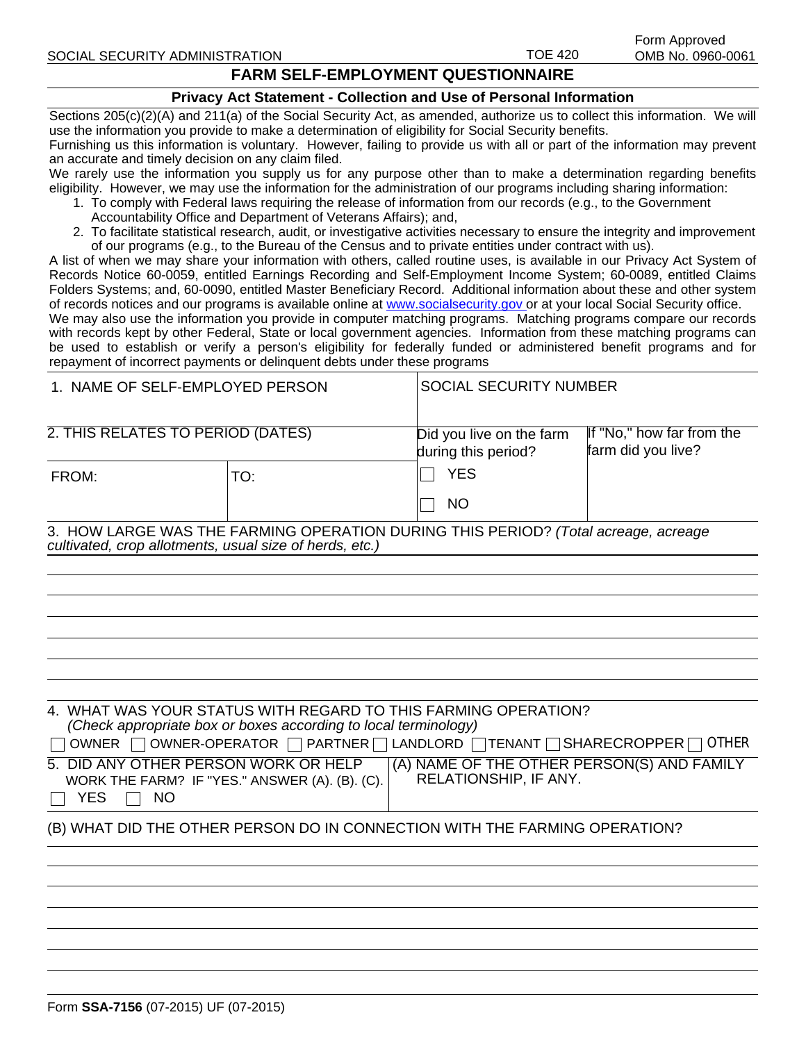SOCIAL SECURITY ADMINISTRATION TOE 420 Form Approved OMB No. 0960-0061

# FARM SELF-EMPLOYMENT QUESTIONNAIRE

## Privacy Act Statement - Collection and Use of Personal Information

Sections 205(c)(2)(A) and 211(a) of the Social Security Act, as amended, authorize us to collect this information. We will use the information you provide to make a determination of eligibility for Social Security benefits.

Furnishing us this information is voluntary. However, failing to provide us with all or part of the information may prevent an accurate and timely decision on any claim filed.

We rarely use the information you supply us for any purpose other than to make a determination regarding benefits eligibility. However, we may use the information for the administration of our programs including sharing information:

1. To comply with Federal laws requiring the release of information from our records (e.g., to the Government Accountability Office and Department of Veterans Affairs); and,
2. To facilitate statistical research, audit, or investigative activities necessary to ensure the integrity and improvement of our programs (e.g., to the Bureau of the Census and to private entities under contract with us).

A list of when we may share your information with others, called routine uses, is available in our Privacy Act System of Records Notice 60-0059, entitled Earnings Recording and Self-Employment Income System; 60-0089, entitled Claims Folders Systems; and, 60-0090, entitled Master Beneficiary Record. Additional information about these and other system of records notices and our programs is available online at www.socialsecurity.gov or at your local Social Security office.

We may also use the information you provide in computer matching programs. Matching programs compare our records with records kept by other Federal, State or local government agencies. Information from these matching programs can be used to establish or verify a person's eligibility for federally funded or administered benefit programs and for repayment of incorrect payments or delinquent debts under these programs

| 1. NAME OF SELF-EMPLOYED PERSON | | SOCIAL SECURITY NUMBER | |
|---|---|---|---|
| 2. THIS RELATES TO PERIOD (DATES) | | Did you live on the farm during this period? | If "No," how far from the farm did you live? |
| FROM: | TO: | ☐ YES ☐ NO | |

3. HOW LARGE WAS THE FARMING OPERATION DURING THIS PERIOD? *(Total acreage, acreage cultivated, crop allotments, usual size of herds, etc.)*

4. WHAT WAS YOUR STATUS WITH REGARD TO THIS FARMING OPERATION? *(Check appropriate box or boxes according to local terminology)*

☐ OWNER ☐ OWNER-OPERATOR ☐ PARTNER ☐ LANDLORD ☐ TENANT ☐ SHARECROPPER ☐ OTHER

| 5. DID ANY OTHER PERSON WORK OR HELP WORK THE FARM? IF "YES." ANSWER (A). (B). (C). ☐ YES ☐ NO | (A) NAME OF THE OTHER PERSON(S) AND FAMILY RELATIONSHIP, IF ANY. |
|---|---|

(B) WHAT DID THE OTHER PERSON DO IN CONNECTION WITH THE FARMING OPERATION?

Form **SSA-7156** (07-2015) UF (07-2015)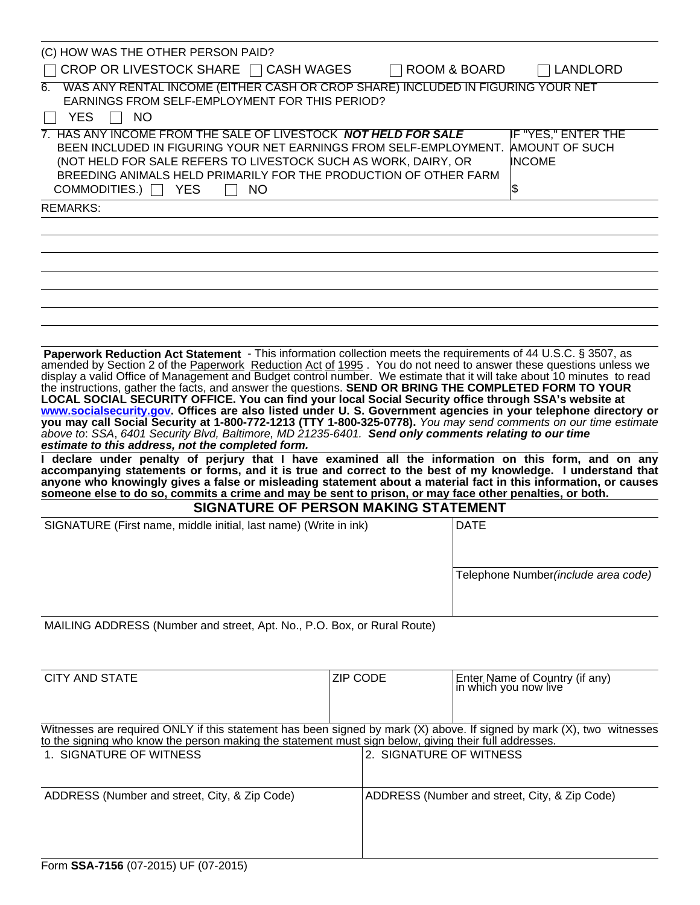(C) HOW WAS THE OTHER PERSON PAID?

☐ CROP OR LIVESTOCK SHARE ☐ CASH WAGES ☐ ROOM & BOARD ☐ LANDLORD

6. WAS ANY RENTAL INCOME (EITHER CASH OR CROP SHARE) INCLUDED IN FIGURING YOUR NET EARNINGS FROM SELF-EMPLOYMENT FOR THIS PERIOD?

☐ YES ☐ NO

| | |
|---|---|
| 7. HAS ANY INCOME FROM THE SALE OF LIVESTOCK ***NOT HELD FOR SALE*** BEEN INCLUDED IN FIGURING YOUR NET EARNINGS FROM SELF-EMPLOYMENT. (NOT HELD FOR SALE REFERS TO LIVESTOCK SUCH AS WORK, DAIRY, OR BREEDING ANIMALS HELD PRIMARILY FOR THE PRODUCTION OF OTHER FARM COMMODITIES.) ☐ YES ☐ NO | IF "YES," ENTER THE AMOUNT OF SUCH INCOME<br>$ |

REMARKS:

**Paperwork Reduction Act Statement** - This information collection meets the requirements of 44 U.S.C. § 3507, as amended by Section 2 of the Paperwork Reduction Act of 1995 . You do not need to answer these questions unless we display a valid Office of Management and Budget control number. We estimate that it will take about 10 minutes to read the instructions, gather the facts, and answer the questions. **SEND OR BRING THE COMPLETED FORM TO YOUR LOCAL SOCIAL SECURITY OFFICE. You can find your local Social Security office through SSA's website at www.socialsecurity.gov. Offices are also listed under U. S. Government agencies in your telephone directory or you may call Social Security at 1-800-772-1213 (TTY 1-800-325-0778).** *You may send comments on our time estimate above to: SSA, 6401 Security Blvd, Baltimore, MD 21235-6401.* ***Send only comments relating to our time estimate to this address, not the completed form.***

**I declare under penalty of perjury that I have examined all the information on this form, and on any accompanying statements or forms, and it is true and correct to the best of my knowledge. I understand that anyone who knowingly gives a false or misleading statement about a material fact in this information, or causes someone else to do so, commits a crime and may be sent to prison, or may face other penalties, or both.**

## SIGNATURE OF PERSON MAKING STATEMENT

| | |
|---|---|
| SIGNATURE (First name, middle initial, last name) (Write in ink) | DATE |
| | Telephone Number*(include area code)* |

MAILING ADDRESS (Number and street, Apt. No., P.O. Box, or Rural Route)

| | | |
|---|---|---|
| CITY AND STATE | ZIP CODE | Enter Name of Country (if any) in which you now live |

Witnesses are required ONLY if this statement has been signed by mark (X) above. If signed by mark (X), two witnesses to the signing who know the person making the statement must sign below, giving their full addresses.

| | |
|---|---|
| 1. SIGNATURE OF WITNESS | 2. SIGNATURE OF WITNESS |
| ADDRESS (Number and street, City, & Zip Code) | ADDRESS (Number and street, City, & Zip Code) |

Form **SSA-7156** (07-2015) UF (07-2015)